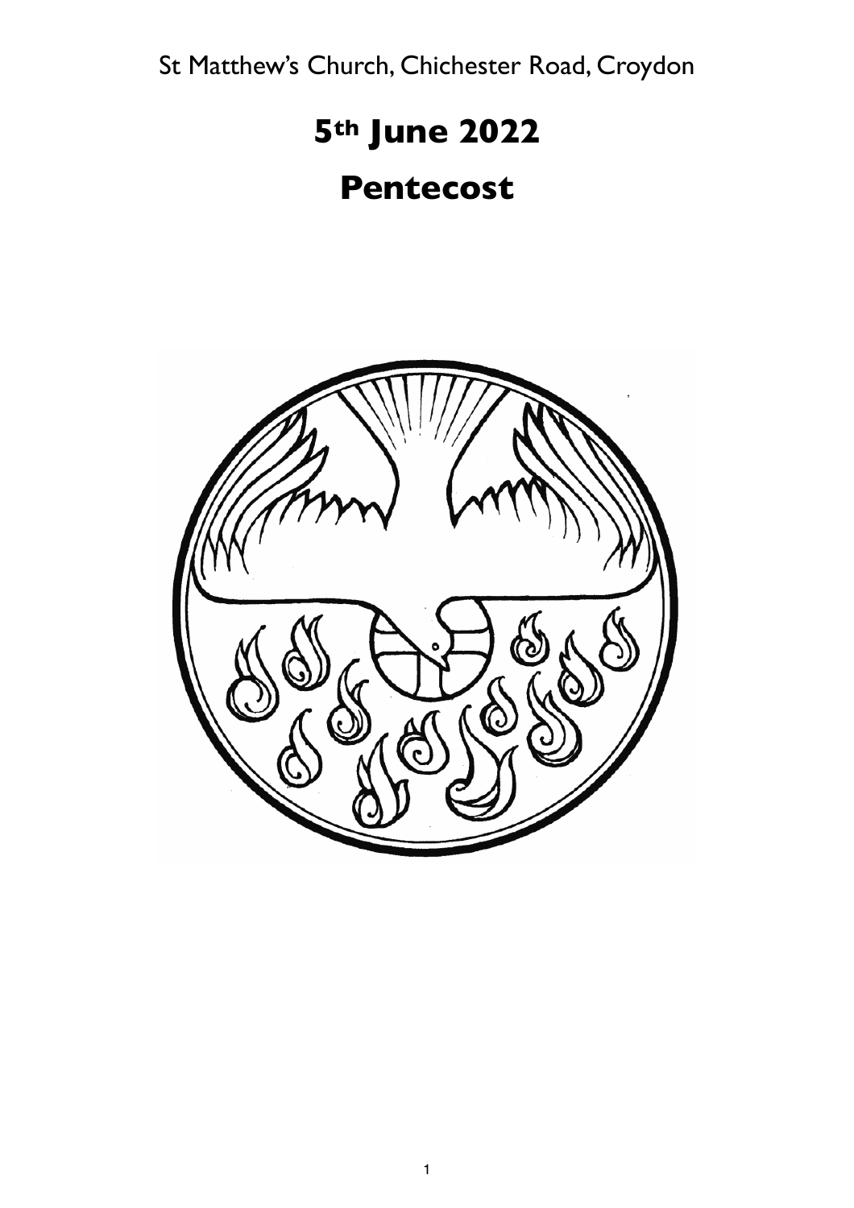St Matthew's Church, Chichester Road, Croydon

# 5th June 2022

# Pentecost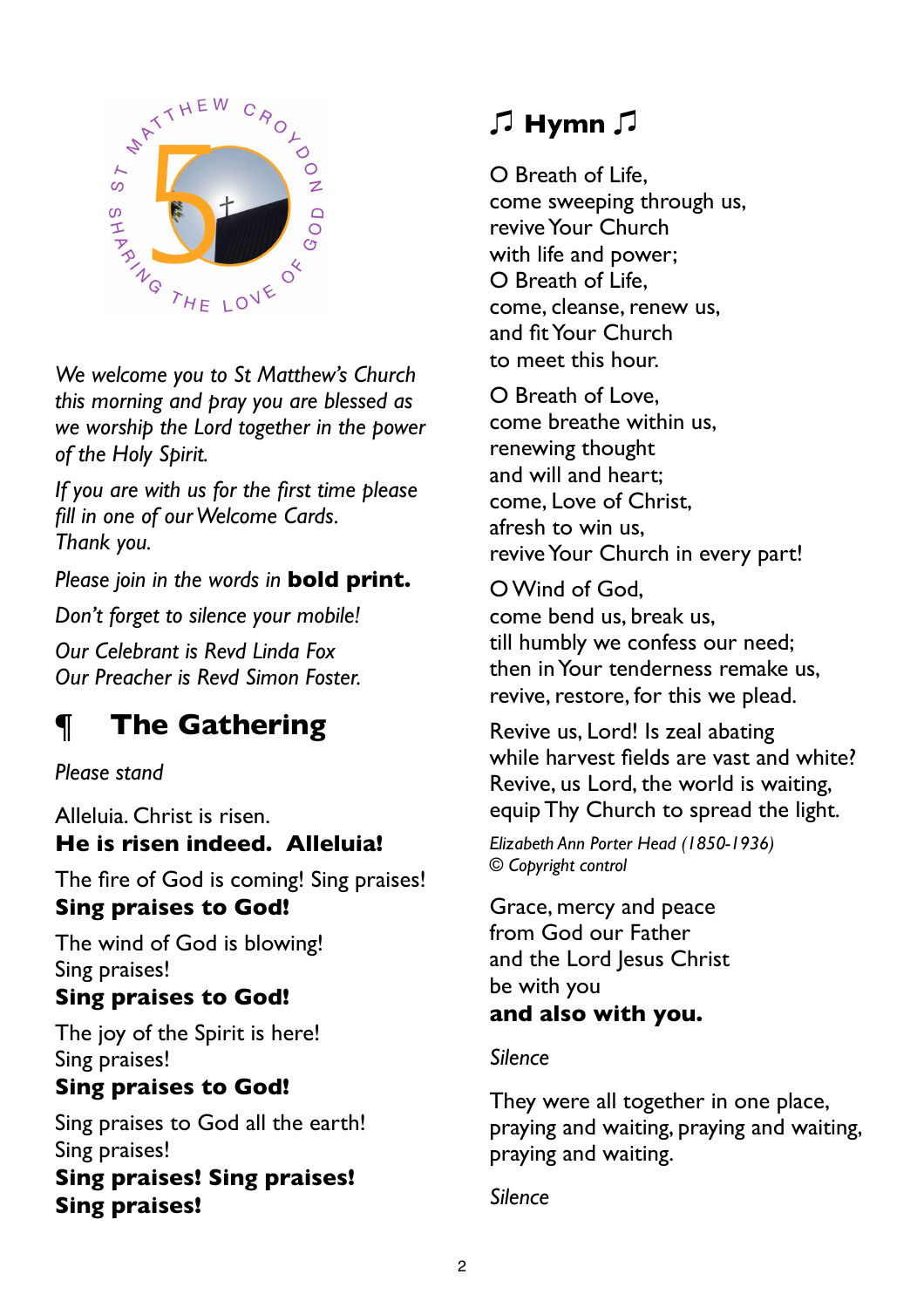*We welcome you to St Matthew's Church this morning and pray you are blessed as we worship the Lord together in the power of the Holy Spirit.*

*If you are with us for the first time please fill in one of our Welcome Cards. Thank you.*

*Please join in the words in* **bold print.**

*Don't forget to silence your mobile!*

*Our Celebrant is Revd Linda Fox*
*Our Preacher is Revd Simon Foster.*

# ¶ The Gathering

*Please stand*

Alleluia. Christ is risen.
**He is risen indeed. Alleluia!**

The fire of God is coming! Sing praises!
**Sing praises to God!**

The wind of God is blowing!
Sing praises!
**Sing praises to God!**

The joy of the Spirit is here!
Sing praises!
**Sing praises to God!**

Sing praises to God all the earth!
Sing praises!
**Sing praises! Sing praises!**
**Sing praises!**

## ♫ Hymn ♫

O Breath of Life,
come sweeping through us,
revive Your Church
with life and power;
O Breath of Life,
come, cleanse, renew us,
and fit Your Church
to meet this hour.

O Breath of Love,
come breathe within us,
renewing thought
and will and heart;
come, Love of Christ,
afresh to win us,
revive Your Church in every part!

O Wind of God,
come bend us, break us,
till humbly we confess our need;
then in Your tenderness remake us,
revive, restore, for this we plead.

Revive us, Lord! Is zeal abating
while harvest fields are vast and white?
Revive, us Lord, the world is waiting,
equip Thy Church to spread the light.

*Elizabeth Ann Porter Head (1850-1936)*
*© Copyright control*

Grace, mercy and peace
from God our Father
and the Lord Jesus Christ
be with you
**and also with you.**

*Silence*

They were all together in one place,
praying and waiting, praying and waiting,
praying and waiting.

*Silence*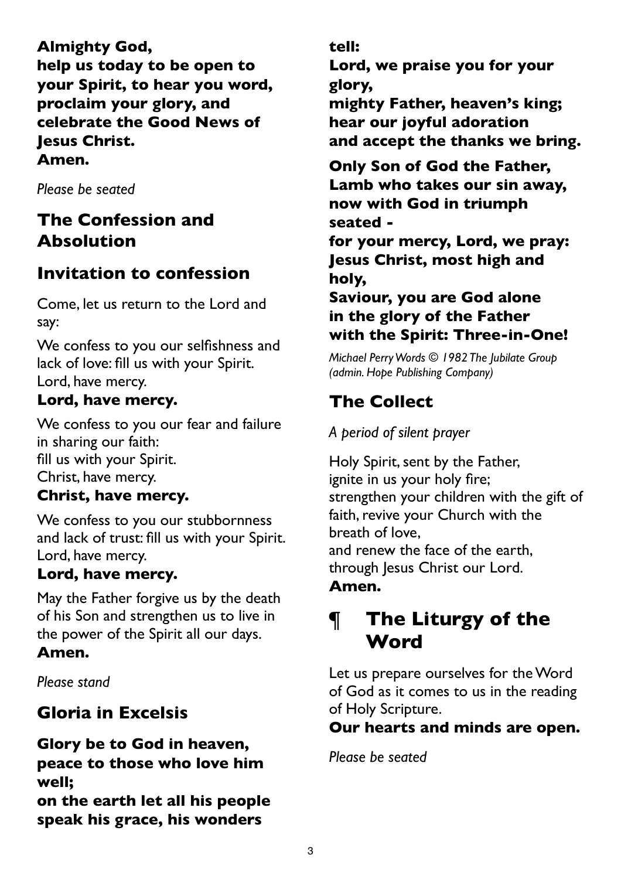**Almighty God,**
**help us today to be open to your Spirit, to hear you word, proclaim your glory, and celebrate the Good News of Jesus Christ.**
**Amen.**

*Please be seated*

## The Confession and Absolution

## Invitation to confession

Come, let us return to the Lord and say:

We confess to you our selfishness and lack of love: fill us with your Spirit.
Lord, have mercy.
**Lord, have mercy.**

We confess to you our fear and failure in sharing our faith:
fill us with your Spirit.
Christ, have mercy.
**Christ, have mercy.**

We confess to you our stubbornness and lack of trust: fill us with your Spirit.
Lord, have mercy.
**Lord, have mercy.**

May the Father forgive us by the death of his Son and strengthen us to live in the power of the Spirit all our days.
**Amen.**

*Please stand*

## Gloria in Excelsis

**Glory be to God in heaven,**
**peace to those who love him well;**
**on the earth let all his people**
**speak his grace, his wonders tell:**
**Lord, we praise you for your glory,**
**mighty Father, heaven's king;**
**hear our joyful adoration**
**and accept the thanks we bring.**

**Only Son of God the Father,**
**Lamb who takes our sin away,**
**now with God in triumph seated -**
**for your mercy, Lord, we pray:**
**Jesus Christ, most high and holy,**
**Saviour, you are God alone**
**in the glory of the Father**
**with the Spirit: Three-in-One!**

*Michael Perry Words © 1982 The Jubilate Group (admin. Hope Publishing Company)*

## The Collect

*A period of silent prayer*

Holy Spirit, sent by the Father,
ignite in us your holy fire;
strengthen your children with the gift of faith, revive your Church with the breath of love,
and renew the face of the earth,
through Jesus Christ our Lord.
**Amen.**

# ¶ The Liturgy of the Word

Let us prepare ourselves for the Word of God as it comes to us in the reading of Holy Scripture.
**Our hearts and minds are open.**

*Please be seated*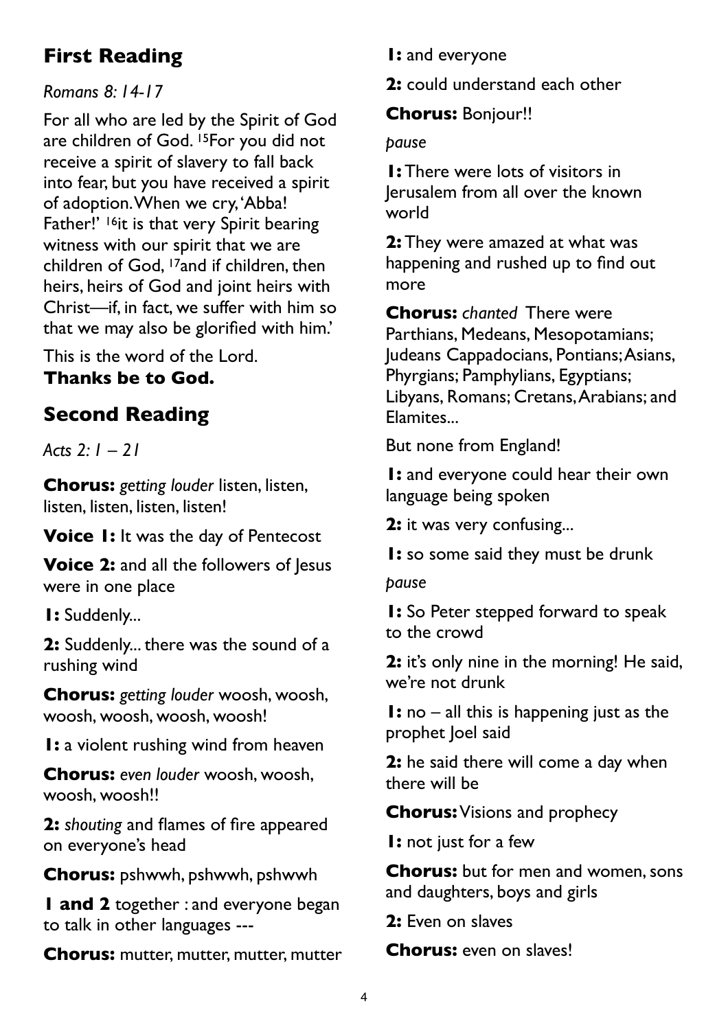## First Reading

*Romans 8: 14-17*

For all who are led by the Spirit of God are children of God. [15]For you did not receive a spirit of slavery to fall back into fear, but you have received a spirit of adoption. When we cry, 'Abba! Father!' [16]it is that very Spirit bearing witness with our spirit that we are children of God, [17]and if children, then heirs, heirs of God and joint heirs with Christ—if, in fact, we suffer with him so that we may also be glorified with him.'

This is the word of the Lord.
**Thanks be to God.**

## Second Reading

*Acts 2: 1 – 21*

**Chorus:** *getting louder* listen, listen, listen, listen, listen, listen!

**Voice 1:** It was the day of Pentecost

**Voice 2:** and all the followers of Jesus were in one place

**1:** Suddenly...

**2:** Suddenly... there was the sound of a rushing wind

**Chorus:** *getting louder* woosh, woosh, woosh, woosh, woosh, woosh!

**1:** a violent rushing wind from heaven

**Chorus:** *even louder* woosh, woosh, woosh, woosh!!

**2:** *shouting* and flames of fire appeared on everyone's head

**Chorus:** pshwwh, pshwwh, pshwwh

**1 and 2** together : and everyone began to talk in other languages ---

**Chorus:** mutter, mutter, mutter, mutter

**1:** and everyone

**2:** could understand each other

**Chorus:** Bonjour!!

*pause*

**1:** There were lots of visitors in Jerusalem from all over the known world

**2:** They were amazed at what was happening and rushed up to find out more

**Chorus:** *chanted* There were Parthians, Medeans, Mesopotamians; Judeans Cappadocians, Pontians; Asians, Phyrgians; Pamphylians, Egyptians; Libyans, Romans; Cretans, Arabians; and Elamites...

But none from England!

**1:** and everyone could hear their own language being spoken

**2:** it was very confusing...

**1:** so some said they must be drunk

*pause*

**1:** So Peter stepped forward to speak to the crowd

**2:** it's only nine in the morning! He said, we're not drunk

**1:** no – all this is happening just as the prophet Joel said

**2:** he said there will come a day when there will be

**Chorus:** Visions and prophecy

**1:** not just for a few

**Chorus:** but for men and women, sons and daughters, boys and girls

**2:** Even on slaves

**Chorus:** even on slaves!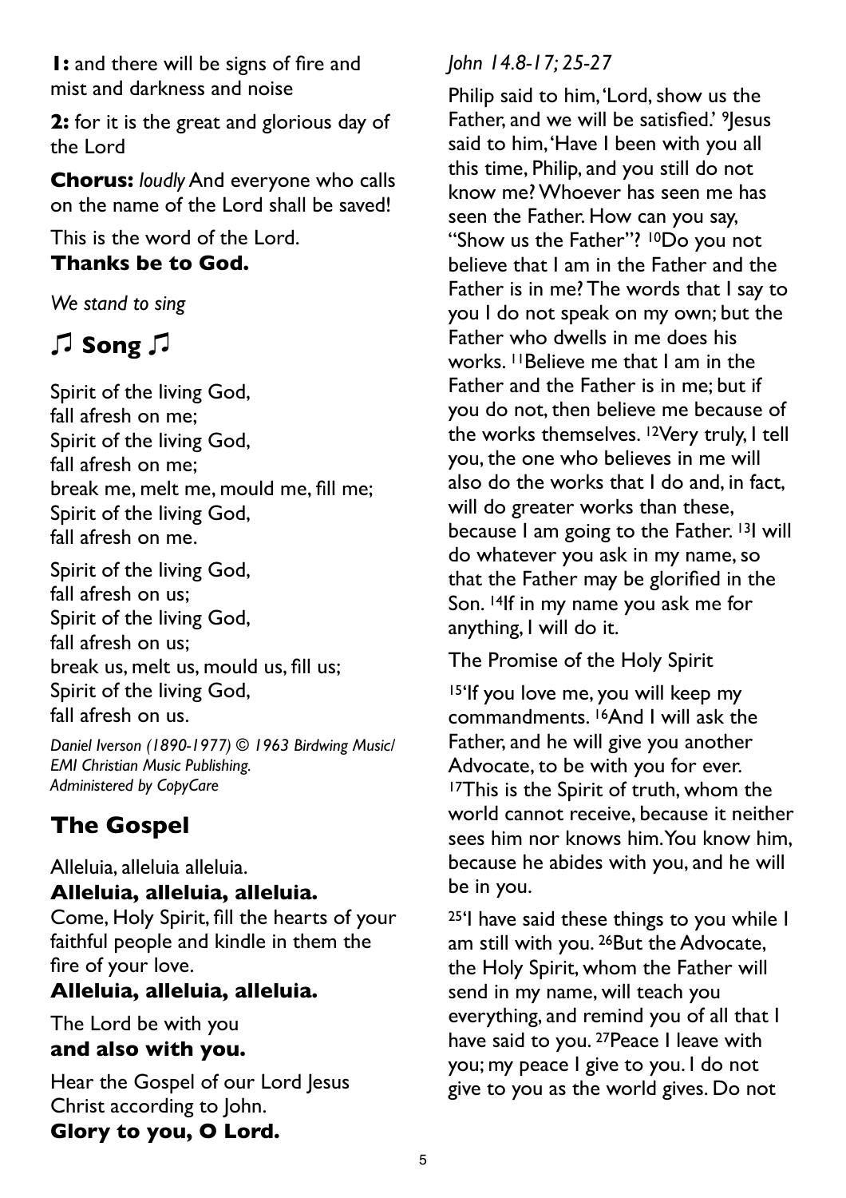**1:** and there will be signs of fire and mist and darkness and noise

**2:** for it is the great and glorious day of the Lord

**Chorus:** *loudly* And everyone who calls on the name of the Lord shall be saved!

This is the word of the Lord.
**Thanks be to God.**

*We stand to sing*

## ♫ Song ♫

Spirit of the living God,
fall afresh on me;
Spirit of the living God,
fall afresh on me;
break me, melt me, mould me, fill me;
Spirit of the living God,
fall afresh on me.

Spirit of the living God,
fall afresh on us;
Spirit of the living God,
fall afresh on us;
break us, melt us, mould us, fill us;
Spirit of the living God,
fall afresh on us.

*Daniel Iverson (1890-1977) © 1963 Birdwing Music/ EMI Christian Music Publishing. Administered by CopyCare*

## The Gospel

Alleluia, alleluia alleluia.
**Alleluia, alleluia, alleluia.**
Come, Holy Spirit, fill the hearts of your faithful people and kindle in them the fire of your love.
**Alleluia, alleluia, alleluia.**

The Lord be with you
**and also with you.**

Hear the Gospel of our Lord Jesus Christ according to John.
**Glory to you, O Lord.**

*John 14.8-17; 25-27*

Philip said to him, 'Lord, show us the Father, and we will be satisfied.' [9]Jesus said to him, 'Have I been with you all this time, Philip, and you still do not know me? Whoever has seen me has seen the Father. How can you say, "Show us the Father"? [10]Do you not believe that I am in the Father and the Father is in me? The words that I say to you I do not speak on my own; but the Father who dwells in me does his works. [11]Believe me that I am in the Father and the Father is in me; but if you do not, then believe me because of the works themselves. [12]Very truly, I tell you, the one who believes in me will also do the works that I do and, in fact, will do greater works than these, because I am going to the Father. [13]I will do whatever you ask in my name, so that the Father may be glorified in the Son. [14]If in my name you ask me for anything, I will do it.

The Promise of the Holy Spirit

[15]'If you love me, you will keep my commandments. [16]And I will ask the Father, and he will give you another Advocate, to be with you for ever. [17]This is the Spirit of truth, whom the world cannot receive, because it neither sees him nor knows him. You know him, because he abides with you, and he will be in you.

[25]'I have said these things to you while I am still with you. [26]But the Advocate, the Holy Spirit, whom the Father will send in my name, will teach you everything, and remind you of all that I have said to you. [27]Peace I leave with you; my peace I give to you. I do not give to you as the world gives. Do not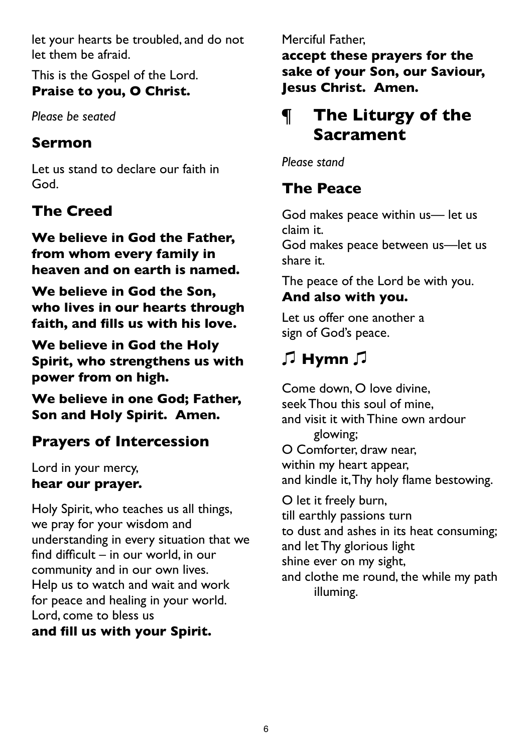let your hearts be troubled, and do not let them be afraid.

This is the Gospel of the Lord.
**Praise to you, O Christ.**

*Please be seated*

## Sermon

Let us stand to declare our faith in God.

## The Creed

**We believe in God the Father, from whom every family in heaven and on earth is named.**

**We believe in God the Son, who lives in our hearts through faith, and fills us with his love.**

**We believe in God the Holy Spirit, who strengthens us with power from on high.**

**We believe in one God; Father, Son and Holy Spirit. Amen.**

## Prayers of Intercession

Lord in your mercy,
**hear our prayer.**

Holy Spirit, who teaches us all things, we pray for your wisdom and understanding in every situation that we find difficult – in our world, in our community and in our own lives. Help us to watch and wait and work for peace and healing in your world.
Lord, come to bless us
**and fill us with your Spirit.**

Merciful Father,
**accept these prayers for the sake of your Son, our Saviour, Jesus Christ. Amen.**

# ¶ The Liturgy of the Sacrament

*Please stand*

## The Peace

God makes peace within us— let us claim it.
God makes peace between us—let us share it.

The peace of the Lord be with you.
**And also with you.**

Let us offer one another a sign of God's peace.

## ♫ Hymn ♫

Come down, O love divine,
seek Thou this soul of mine,
and visit it with Thine own ardour glowing;
O Comforter, draw near,
within my heart appear,
and kindle it, Thy holy flame bestowing.

O let it freely burn,
till earthly passions turn
to dust and ashes in its heat consuming;
and let Thy glorious light
shine ever on my sight,
and clothe me round, the while my path illuming.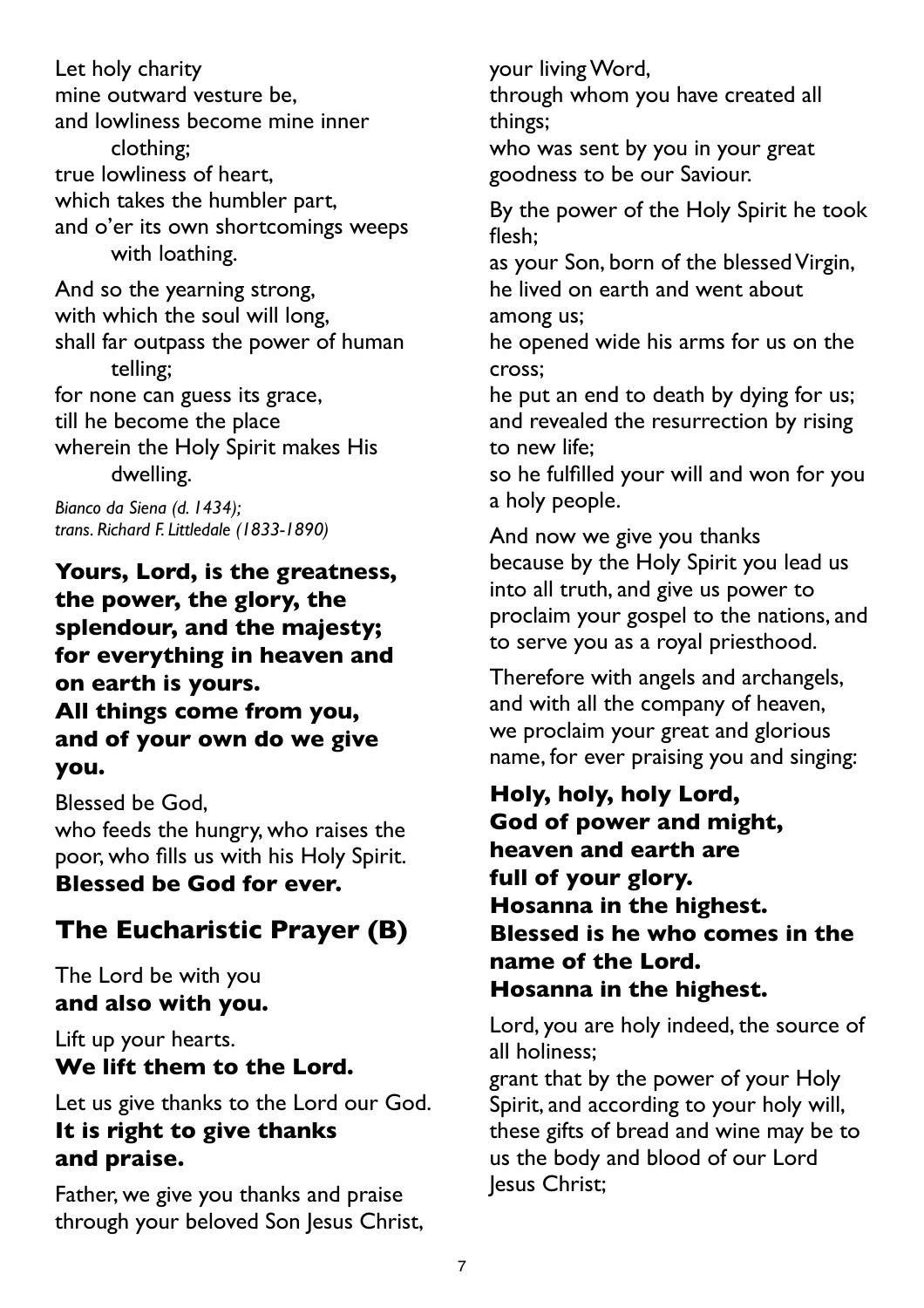Let holy charity
mine outward vesture be,
and lowliness become mine inner
clothing;
true lowliness of heart,
which takes the humbler part,
and o'er its own shortcomings weeps
with loathing.

And so the yearning strong,
with which the soul will long,
shall far outpass the power of human
telling;
for none can guess its grace,
till he become the place
wherein the Holy Spirit makes His
dwelling.

*Bianco da Siena (d. 1434);*
*trans. Richard F. Littledale (1833-1890)*

**Yours, Lord, is the greatness, the power, the glory, the splendour, and the majesty; for everything in heaven and on earth is yours.**
**All things come from you, and of your own do we give you.**

Blessed be God,
who feeds the hungry, who raises the poor, who fills us with his Holy Spirit.
**Blessed be God for ever.**

## The Eucharistic Prayer (B)

The Lord be with you
**and also with you.**

Lift up your hearts.
**We lift them to the Lord.**

Let us give thanks to the Lord our God.
**It is right to give thanks and praise.**

Father, we give you thanks and praise through your beloved Son Jesus Christ, your living Word,
through whom you have created all things;
who was sent by you in your great goodness to be our Saviour.

By the power of the Holy Spirit he took flesh;
as your Son, born of the blessed Virgin, he lived on earth and went about among us;
he opened wide his arms for us on the cross;
he put an end to death by dying for us;
and revealed the resurrection by rising to new life;
so he fulfilled your will and won for you a holy people.

And now we give you thanks
because by the Holy Spirit you lead us into all truth, and give us power to proclaim your gospel to the nations, and to serve you as a royal priesthood.

Therefore with angels and archangels, and with all the company of heaven, we proclaim your great and glorious name, for ever praising you and singing:

**Holy, holy, holy Lord,**
**God of power and might,**
**heaven and earth are**
**full of your glory.**
**Hosanna in the highest.**
**Blessed is he who comes in the name of the Lord.**
**Hosanna in the highest.**

Lord, you are holy indeed, the source of all holiness;
grant that by the power of your Holy Spirit, and according to your holy will, these gifts of bread and wine may be to us the body and blood of our Lord Jesus Christ;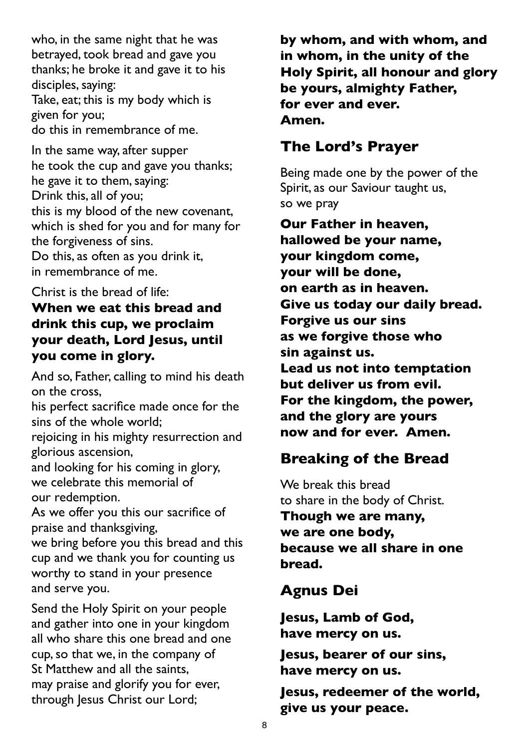who, in the same night that he was betrayed, took bread and gave you thanks; he broke it and gave it to his disciples, saying:
Take, eat; this is my body which is given for you;
do this in remembrance of me.

In the same way, after supper
he took the cup and gave you thanks;
he gave it to them, saying:
Drink this, all of you;
this is my blood of the new covenant, which is shed for you and for many for the forgiveness of sins.
Do this, as often as you drink it,
in remembrance of me.

Christ is the bread of life:
**When we eat this bread and drink this cup, we proclaim your death, Lord Jesus, until you come in glory.**

And so, Father, calling to mind his death on the cross,
his perfect sacrifice made once for the sins of the whole world;
rejoicing in his mighty resurrection and glorious ascension,
and looking for his coming in glory,
we celebrate this memorial of
our redemption.
As we offer you this our sacrifice of praise and thanksgiving,
we bring before you this bread and this cup and we thank you for counting us worthy to stand in your presence
and serve you.

Send the Holy Spirit on your people and gather into one in your kingdom all who share this one bread and one cup, so that we, in the company of
St Matthew and all the saints,
may praise and glorify you for ever,
through Jesus Christ our Lord;

**by whom, and with whom, and in whom, in the unity of the Holy Spirit, all honour and glory be yours, almighty Father,
for ever and ever.
Amen.**

## The Lord's Prayer

Being made one by the power of the Spirit, as our Saviour taught us,
so we pray

**Our Father in heaven,
hallowed be your name,
your kingdom come,
your will be done,
on earth as in heaven.
Give us today our daily bread.
Forgive us our sins
as we forgive those who
sin against us.
Lead us not into temptation
but deliver us from evil.
For the kingdom, the power,
and the glory are yours
now and for ever. Amen.**

## Breaking of the Bread

We break this bread
to share in the body of Christ.
**Though we are many,
we are one body,
because we all share in one bread.**

## Agnus Dei

**Jesus, Lamb of God,
have mercy on us.**

**Jesus, bearer of our sins,
have mercy on us.**

**Jesus, redeemer of the world,
give us your peace.**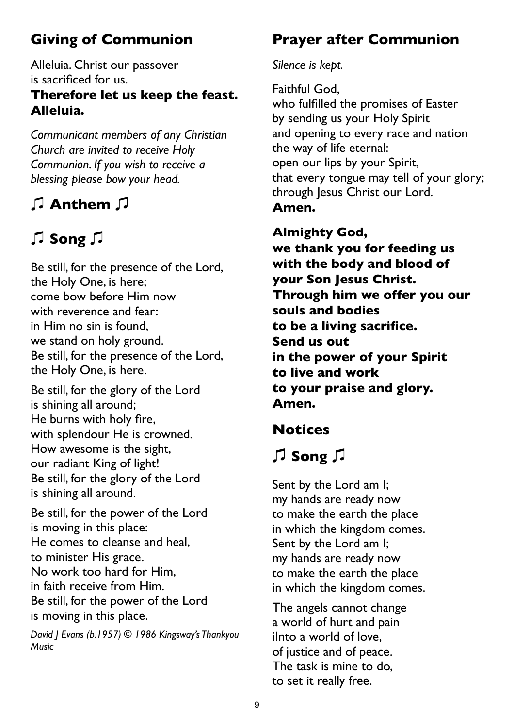## Giving of Communion

Alleluia. Christ our passover
is sacrificed for us.
**Therefore let us keep the feast.**
**Alleluia.**

*Communicant members of any Christian Church are invited to receive Holy Communion. If you wish to receive a blessing please bow your head.*

## ♫ Anthem ♫

## ♫ Song ♫

Be still, for the presence of the Lord,
the Holy One, is here;
come bow before Him now
with reverence and fear:
in Him no sin is found,
we stand on holy ground.
Be still, for the presence of the Lord,
the Holy One, is here.

Be still, for the glory of the Lord
is shining all around;
He burns with holy fire,
with splendour He is crowned.
How awesome is the sight,
our radiant King of light!
Be still, for the glory of the Lord
is shining all around.

Be still, for the power of the Lord
is moving in this place:
He comes to cleanse and heal,
to minister His grace.
No work too hard for Him,
in faith receive from Him.
Be still, for the power of the Lord
is moving in this place.

*David J Evans (b.1957) © 1986 Kingsway's Thankyou Music*

## Prayer after Communion

*Silence is kept.*

Faithful God,
who fulfilled the promises of Easter
by sending us your Holy Spirit
and opening to every race and nation
the way of life eternal:
open our lips by your Spirit,
that every tongue may tell of your glory;
through Jesus Christ our Lord.
**Amen.**

**Almighty God,**
**we thank you for feeding us**
**with the body and blood of**
**your Son Jesus Christ.**
**Through him we offer you our**
**souls and bodies**
**to be a living sacrifice.**
**Send us out**
**in the power of your Spirit**
**to live and work**
**to your praise and glory.**
**Amen.**

## Notices

## ♫ Song ♫

Sent by the Lord am I;
my hands are ready now
to make the earth the place
in which the kingdom comes.
Sent by the Lord am I;
my hands are ready now
to make the earth the place
in which the kingdom comes.

The angels cannot change
a world of hurt and pain
iInto a world of love,
of justice and of peace.
The task is mine to do,
to set it really free.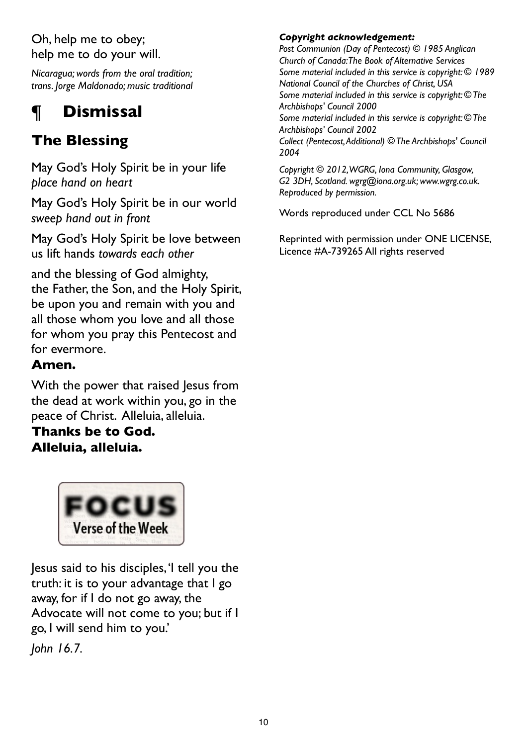Oh, help me to obey;
help me to do your will.

*Nicaragua; words from the oral tradition; trans. Jorge Maldonado; music traditional*

# ¶ Dismissal

## The Blessing

May God's Holy Spirit be in your life
*place hand on heart*

May God's Holy Spirit be in our world
*sweep hand out in front*

May God's Holy Spirit be love between us lift hands *towards each other*

and the blessing of God almighty,
the Father, the Son, and the Holy Spirit, be upon you and remain with you and all those whom you love and all those for whom you pray this Pentecost and for evermore.
**Amen.**

With the power that raised Jesus from the dead at work within you, go in the peace of Christ. Alleluia, alleluia.
**Thanks be to God.**
**Alleluia, alleluia.**

FOCUS
Verse of the Week

Jesus said to his disciples, 'I tell you the truth: it is to your advantage that I go away, for if I do not go away, the Advocate will not come to you; but if I go, I will send him to you.'

*John 16.7.*

***Copyright acknowledgement:***
*Post Communion (Day of Pentecost) © 1985 Anglican Church of Canada: The Book of Alternative Services*
*Some material included in this service is copyright: © 1989 National Council of the Churches of Christ, USA*
*Some material included in this service is copyright: © The Archbishops' Council 2000*
*Some material included in this service is copyright: © The Archbishops' Council 2002*
*Collect (Pentecost, Additional) © The Archbishops' Council 2004*

*Copyright © 2012, WGRG, Iona Community, Glasgow, G2 3DH, Scotland. wgrg@iona.org.uk; www.wgrg.co.uk. Reproduced by permission.*

Words reproduced under CCL No 5686

Reprinted with permission under ONE LICENSE, Licence #A-739265 All rights reserved